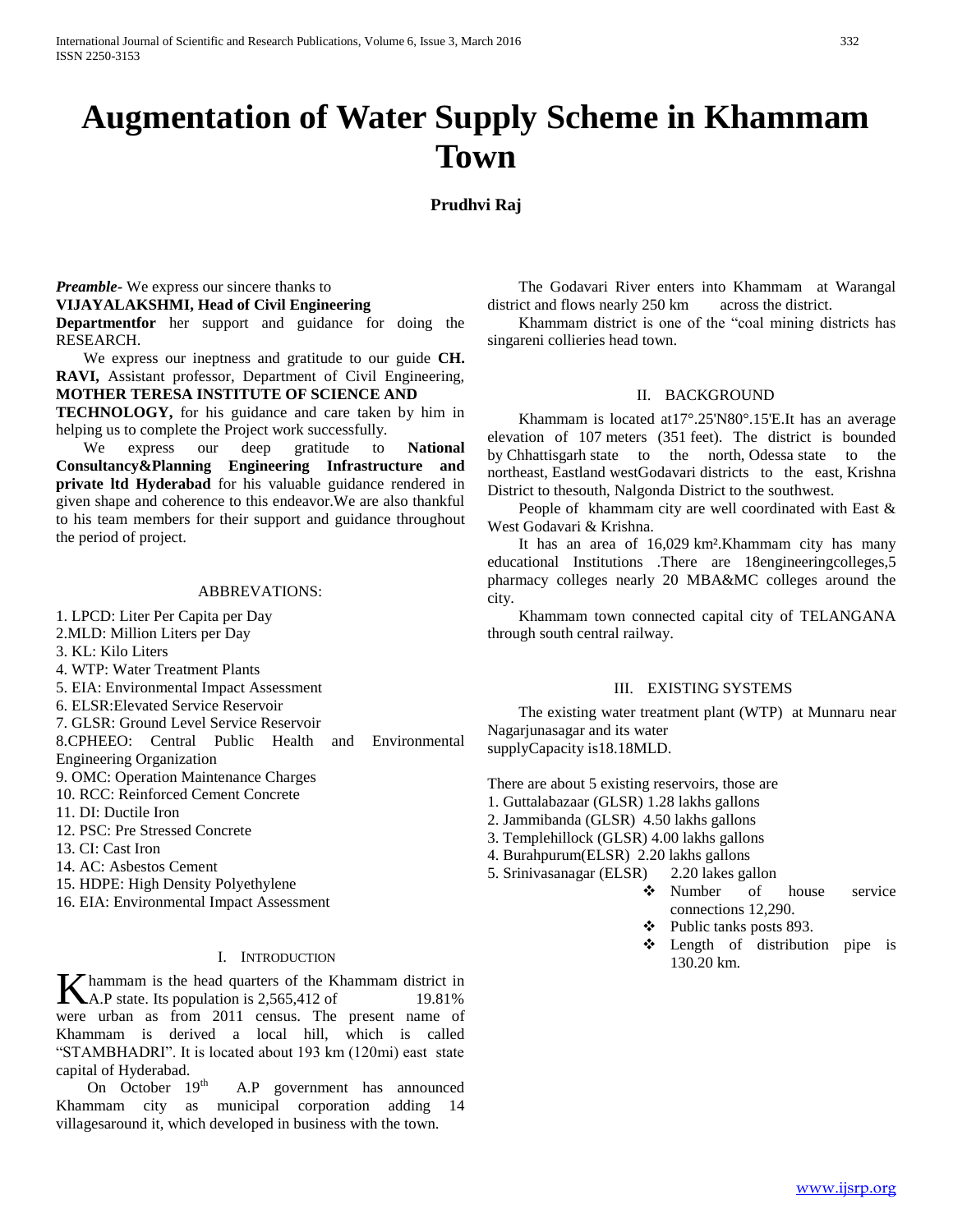# Augmentation of Water Supply Scheme in Khammam Town

**Prudhvi Raj**

***Preamble-*** We express our sincere thanks to **VIJAYALAKSHMI, Head of Civil Engineering Departmentfor** her support and guidance for doing the RESEARCH.

We express our ineptness and gratitude to our guide **CH. RAVI,** Assistant professor, Department of Civil Engineering, **MOTHER TERESA INSTITUTE OF SCIENCE AND TECHNOLOGY,** for his guidance and care taken by him in helping us to complete the Project work successfully.

We express our deep gratitude to **National Consultancy&Planning Engineering Infrastructure and private ltd Hyderabad** for his valuable guidance rendered in given shape and coherence to this endeavor.We are also thankful to his team members for their support and guidance throughout the period of project.

## ABBREVATIONS:

1. LPCD: Liter Per Capita per Day
2. MLD: Million Liters per Day
3. KL: Kilo Liters
4. WTP: Water Treatment Plants
5. EIA: Environmental Impact Assessment
6. ELSR:Elevated Service Reservoir
7. GLSR: Ground Level Service Reservoir
8. CPHEEO: Central Public Health and Environmental Engineering Organization
9. OMC: Operation Maintenance Charges
10. RCC: Reinforced Cement Concrete
11. DI: Ductile Iron
12. PSC: Pre Stressed Concrete
13. CI: Cast Iron
14. AC: Asbestos Cement
15. HDPE: High Density Polyethylene
16. EIA: Environmental Impact Assessment

## I. INTRODUCTION

Khammam is the head quarters of the Khammam district in A.P state. Its population is 2,565,412 of 19.81% were urban as from 2011 census. The present name of Khammam is derived a local hill, which is called "STAMBHADRI". It is located about 193 km (120mi) east state capital of Hyderabad.

On October 19th A.P government has announced Khammam city as municipal corporation adding 14 villagesaround it, which developed in business with the town.

The Godavari River enters into Khammam at Warangal district and flows nearly 250 km across the district.

Khammam district is one of the "coal mining districts has singareni collieries head town.

## II. BACKGROUND

Khammam is located at17°.25'N80°.15'E.It has an average elevation of 107 meters (351 feet). The district is bounded by Chhattisgarh state to the north, Odessa state to the northeast, Eastland westGodavari districts to the east, Krishna District to thesouth, Nalgonda District to the southwest.

People of khammam city are well coordinated with East & West Godavari & Krishna.

It has an area of 16,029 km².Khammam city has many educational Institutions .There are 18engineeringcolleges,5 pharmacy colleges nearly 20 MBA&MC colleges around the city.

Khammam town connected capital city of TELANGANA through south central railway.

## III. EXISTING SYSTEMS

The existing water treatment plant (WTP) at Munnaru near Nagarjunasagar and its water supplyCapacity is18.18MLD.

There are about 5 existing reservoirs, those are

1. Guttalabazaar (GLSR) 1.28 lakhs gallons
2. Jammibanda (GLSR) 4.50 lakhs gallons
3. Templehillock (GLSR) 4.00 lakhs gallons
4. Burahpurum(ELSR) 2.20 lakhs gallons
5. Srinivasanagar (ELSR) 2.20 lakes gallon

- Number of house service connections 12,290.
- Public tanks posts 893.
- Length of distribution pipe is 130.20 km.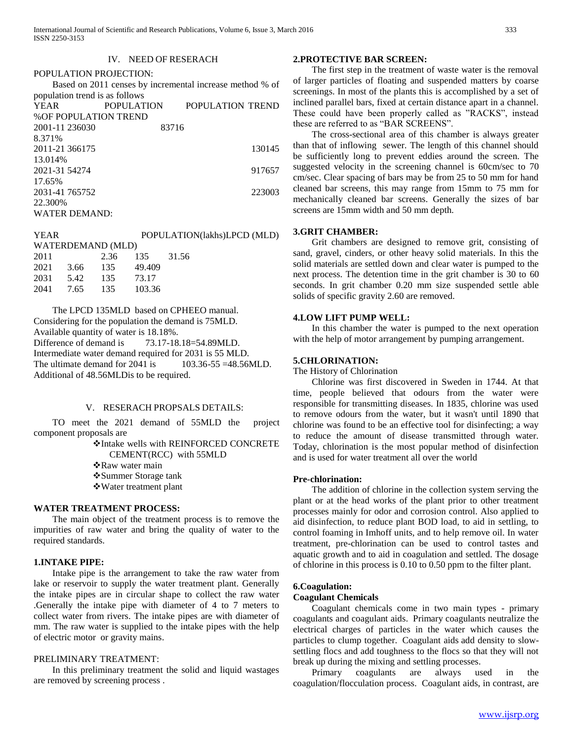## IV. NEED OF RESEARCH

POPULATION PROJECTION:

Based on 2011 censes by incremental increase method % of population trend is as follows

| YEAR | POPULATION | POPULATION TREND | %OF POPULATION TREND |
|---|---|---|---|
| 2001-11 | 236030 | 83716 | 8.371% |
| 2011-21 | 366175 | 130145 | 13.014% |
| 2021-31 | 54274 | 917657 | 17.65% |
| 2031-41 | 765752 | 223003 | 22.300% |

WATER DEMAND:

| YEAR | POPULATION(lakhs) | LPCD (MLD) | WATERDEMAND (MLD) |
|---|---|---|---|
| 2011 | 2.36 | 135 | 31.56 |
| 2021 | 3.66 | 135 | 49.409 |
| 2031 | 5.42 | 135 | 73.17 |
| 2041 | 7.65 | 135 | 103.36 |

The LPCD 135MLD based on CPHEEO manual.
Considering for the population the demand is 75MLD.
Available quantity of water is 18.18%.
Difference of demand is 73.17-18.18=54.89MLD.
Intermediate water demand required for 2031 is 55 MLD.
The ultimate demand for 2041 is 103.36-55 =48.56MLD.
Additional of 48.56MLDis to be required.

## V. RESERACH PROPSALS DETAILS:

TO meet the 2021 demand of 55MLD the project component proposals are

- Intake wells with REINFORCED CONCRETE CEMENT(RCC) with 55MLD
- Raw water main
- Summer Storage tank
- Water treatment plant

### WATER TREATMENT PROCESS:

The main object of the treatment process is to remove the impurities of raw water and bring the quality of water to the required standards.

### 1.INTAKE PIPE:

Intake pipe is the arrangement to take the raw water from lake or reservoir to supply the water treatment plant. Generally the intake pipes are in circular shape to collect the raw water .Generally the intake pipe with diameter of 4 to 7 meters to collect water from rivers. The intake pipes are with diameter of mm. The raw water is supplied to the intake pipes with the help of electric motor or gravity mains.

PRELIMINARY TREATMENT:

In this preliminary treatment the solid and liquid wastages are removed by screening process .

### 2.PROTECTIVE BAR SCREEN:

The first step in the treatment of waste water is the removal of larger particles of floating and suspended matters by coarse screenings. In most of the plants this is accomplished by a set of inclined parallel bars, fixed at certain distance apart in a channel. These could have been properly called as "RACKS", instead these are referred to as "BAR SCREENS".

The cross-sectional area of this chamber is always greater than that of inflowing sewer. The length of this channel should be sufficiently long to prevent eddies around the screen. The suggested velocity in the screening channel is 60cm/sec to 70 cm/sec. Clear spacing of bars may be from 25 to 50 mm for hand cleaned bar screens, this may range from 15mm to 75 mm for mechanically cleaned bar screens. Generally the sizes of bar screens are 15mm width and 50 mm depth.

### 3.GRIT CHAMBER:

Grit chambers are designed to remove grit, consisting of sand, gravel, cinders, or other heavy solid materials. In this the solid materials are settled down and clear water is pumped to the next process. The detention time in the grit chamber is 30 to 60 seconds. In grit chamber 0.20 mm size suspended settle able solids of specific gravity 2.60 are removed.

### 4.LOW LIFT PUMP WELL:

In this chamber the water is pumped to the next operation with the help of motor arrangement by pumping arrangement.

### 5.CHLORINATION:

The History of Chlorination

Chlorine was first discovered in Sweden in 1744. At that time, people believed that odours from the water were responsible for transmitting diseases. In 1835, chlorine was used to remove odours from the water, but it wasn't until 1890 that chlorine was found to be an effective tool for disinfecting; a way to reduce the amount of disease transmitted through water. Today, chlorination is the most popular method of disinfection and is used for water treatment all over the world

#### Pre-chlorination:

The addition of chlorine in the collection system serving the plant or at the head works of the plant prior to other treatment processes mainly for odor and corrosion control. Also applied to aid disinfection, to reduce plant BOD load, to aid in settling, to control foaming in Imhoff units, and to help remove oil. In water treatment, pre-chlorination can be used to control tastes and aquatic growth and to aid in coagulation and settled. The dosage of chlorine in this process is 0.10 to 0.50 ppm to the filter plant.

### 6.Coagulation:

#### Coagulant Chemicals

Coagulant chemicals come in two main types - primary coagulants and coagulant aids. Primary coagulants neutralize the electrical charges of particles in the water which causes the particles to clump together. Coagulant aids add density to slow-settling flocs and add toughness to the flocs so that they will not break up during the mixing and settling processes.

Primary coagulants are always used in the coagulation/flocculation process. Coagulant aids, in contrast, are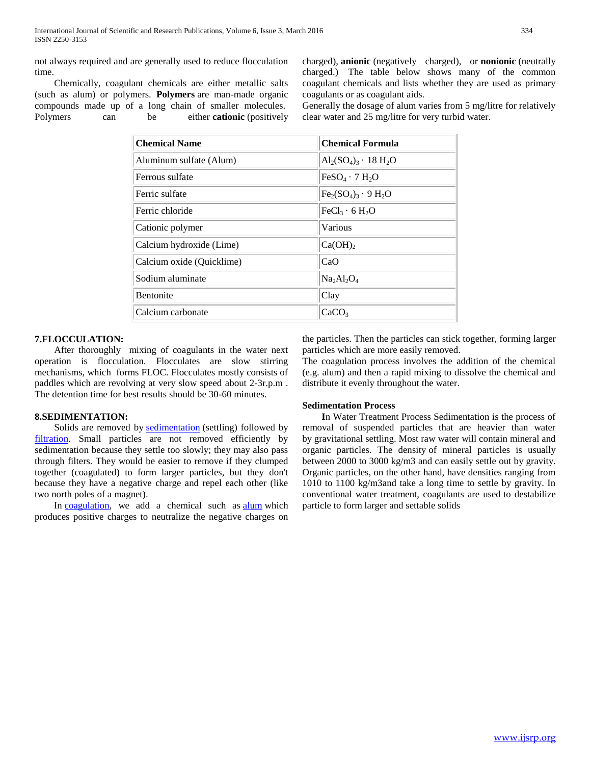not always required and are generally used to reduce flocculation time.

Chemically, coagulant chemicals are either metallic salts (such as alum) or polymers. **Polymers** are man-made organic compounds made up of a long chain of smaller molecules. Polymers can be either **cationic** (positively charged), **anionic** (negatively charged), or **nonionic** (neutrally charged.) The table below shows many of the common coagulant chemicals and lists whether they are used as primary coagulants or as coagulant aids.

Generally the dosage of alum varies from 5 mg/litre for relatively clear water and 25 mg/litre for very turbid water.

| **Chemical Name** | **Chemical Formula** |
|---|---|
| Aluminum sulfate (Alum) | $Al_2(SO_4)_3 \cdot 18\ H_2O$ |
| Ferrous sulfate | $FeSO_4 \cdot 7\ H_2O$ |
| Ferric sulfate | $Fe_2(SO_4)_3 \cdot 9\ H_2O$ |
| Ferric chloride | $FeCl_3 \cdot 6\ H_2O$ |
| Cationic polymer | Various |
| Calcium hydroxide (Lime) | $Ca(OH)_2$ |
| Calcium oxide (Quicklime) | $CaO$ |
| Sodium aluminate | $Na_2Al_2O_4$ |
| Bentonite | Clay |
| Calcium carbonate | $CaCO_3$ |

### 7.FLOCCULATION:

After thoroughly mixing of coagulants in the water next operation is flocculation. Flocculates are slow stirring mechanisms, which forms FLOC. Flocculates mostly consists of paddles which are revolving at very slow speed about 2-3r.p.m . The detention time for best results should be 30-60 minutes.

### 8.SEDIMENTATION:

Solids are removed by sedimentation (settling) followed by filtration. Small particles are not removed efficiently by sedimentation because they settle too slowly; they may also pass through filters. They would be easier to remove if they clumped together (coagulated) to form larger particles, but they don't because they have a negative charge and repel each other (like two north poles of a magnet).

In coagulation, we add a chemical such as alum which produces positive charges to neutralize the negative charges on the particles. Then the particles can stick together, forming larger particles which are more easily removed.

The coagulation process involves the addition of the chemical (e.g. alum) and then a rapid mixing to dissolve the chemical and distribute it evenly throughout the water.

**Sedimentation Process**

In Water Treatment Process Sedimentation is the process of removal of suspended particles that are heavier than water by gravitational settling. Most raw water will contain mineral and organic particles. The density of mineral particles is usually between 2000 to 3000 kg/m3 and can easily settle out by gravity. Organic particles, on the other hand, have densities ranging from 1010 to 1100 kg/m3and take a long time to settle by gravity. In conventional water treatment, coagulants are used to destabilize particle to form larger and settable solids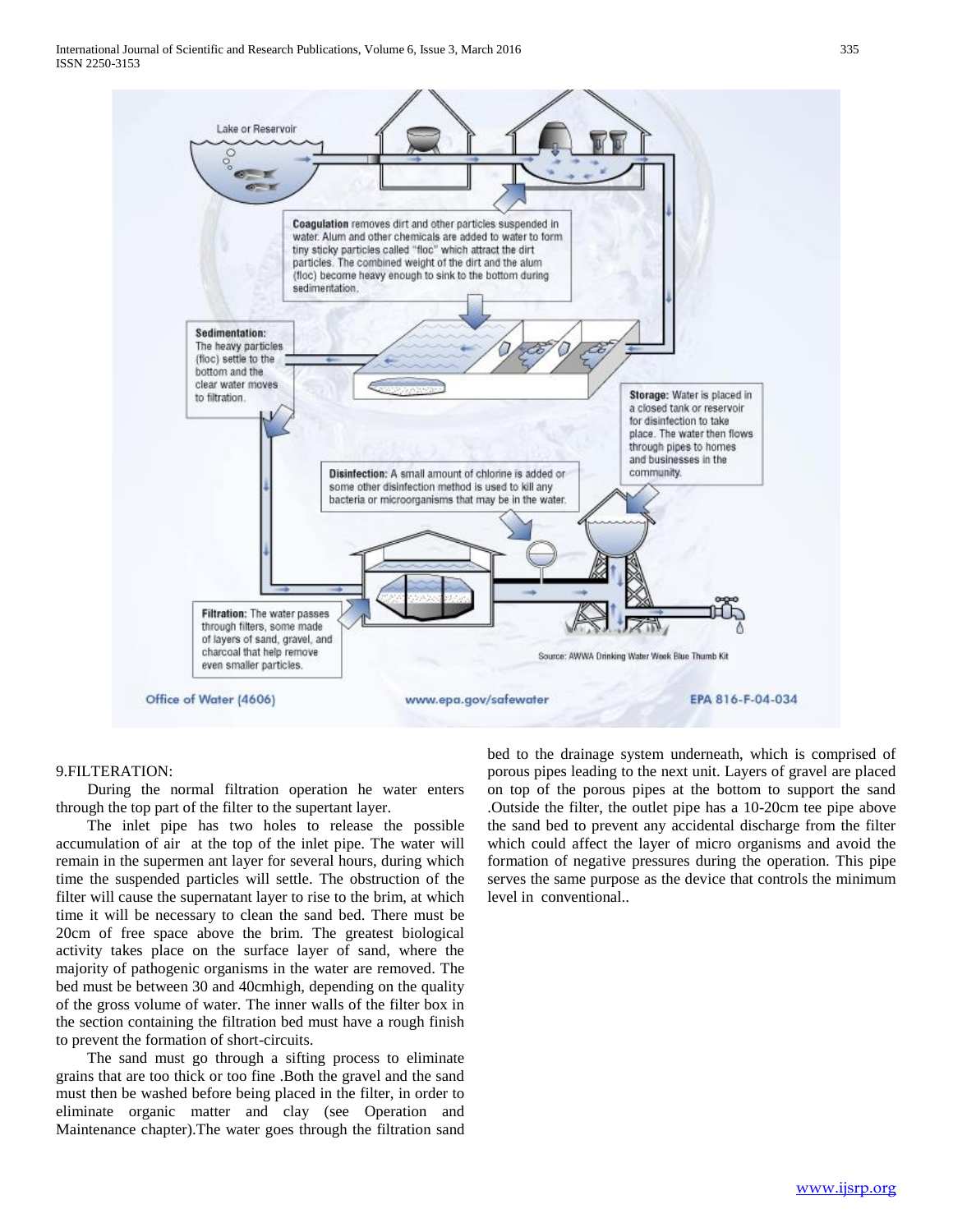## 9.FILTERATION:

During the normal filtration operation he water enters through the top part of the filter to the supertant layer.

The inlet pipe has two holes to release the possible accumulation of air at the top of the inlet pipe. The water will remain in the supermen ant layer for several hours, during which time the suspended particles will settle. The obstruction of the filter will cause the supernatant layer to rise to the brim, at which time it will be necessary to clean the sand bed. There must be 20cm of free space above the brim. The greatest biological activity takes place on the surface layer of sand, where the majority of pathogenic organisms in the water are removed. The bed must be between 30 and 40cmhigh, depending on the quality of the gross volume of water. The inner walls of the filter box in the section containing the filtration bed must have a rough finish to prevent the formation of short-circuits.

The sand must go through a sifting process to eliminate grains that are too thick or too fine .Both the gravel and the sand must then be washed before being placed in the filter, in order to eliminate organic matter and clay (see Operation and Maintenance chapter).The water goes through the filtration sand bed to the drainage system underneath, which is comprised of porous pipes leading to the next unit. Layers of gravel are placed on top of the porous pipes at the bottom to support the sand .Outside the filter, the outlet pipe has a 10-20cm tee pipe above the sand bed to prevent any accidental discharge from the filter which could affect the layer of micro organisms and avoid the formation of negative pressures during the operation. This pipe serves the same purpose as the device that controls the minimum level in conventional..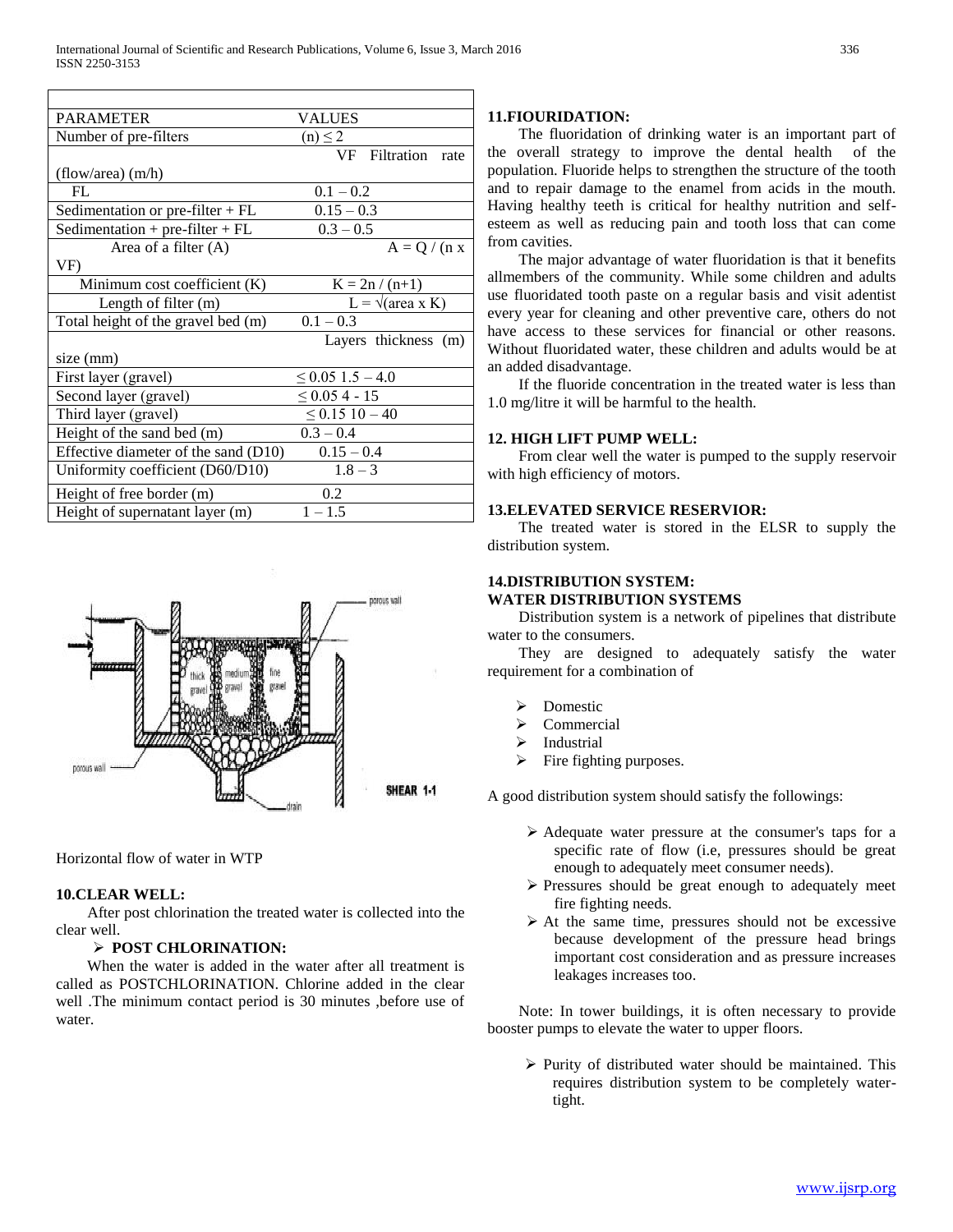| PARAMETER | VALUES |
|---|---|
| Number of pre-filters | (n) ≤ 2 |
| VF Filtration rate (flow/area) (m/h) | |
| FL | 0.1 – 0.2 |
| Sedimentation or pre-filter + FL | 0.15 – 0.3 |
| Sedimentation + pre-filter + FL | 0.3 – 0.5 |
| Area of a filter (A) | A = Q / (n x VF) |
| Minimum cost coefficient (K) | K = 2n / (n+1) |
| Length of filter (m) | L = √(area x K) |
| Total height of the gravel bed (m) | 0.1 – 0.3 |
| Layers thickness (m) size (mm) | |
| First layer (gravel) | ≤ 0.05 1.5 – 4.0 |
| Second layer (gravel) | ≤ 0.05 4 - 15 |
| Third layer (gravel) | ≤ 0.15 10 – 40 |
| Height of the sand bed (m) | 0.3 – 0.4 |
| Effective diameter of the sand (D10) | 0.15 – 0.4 |
| Uniformity coefficient (D60/D10) | 1.8 – 3 |
| Height of free border (m) | 0.2 |
| Height of supernatant layer (m) | 1 – 1.5 |

Horizontal flow of water in WTP

### 10.CLEAR WELL:

After post chlorination the treated water is collected into the clear well.

- **POST CHLORINATION:**

When the water is added in the water after all treatment is called as POSTCHLORINATION. Chlorine added in the clear well .The minimum contact period is 30 minutes ,before use of water.

### 11.FIOURIDATION:

The fluoridation of drinking water is an important part of the overall strategy to improve the dental health of the population. Fluoride helps to strengthen the structure of the tooth and to repair damage to the enamel from acids in the mouth. Having healthy teeth is critical for healthy nutrition and self-esteem as well as reducing pain and tooth loss that can come from cavities.

The major advantage of water fluoridation is that it benefits allmembers of the community. While some children and adults use fluoridated tooth paste on a regular basis and visit adentist every year for cleaning and other preventive care, others do not have access to these services for financial or other reasons. Without fluoridated water, these children and adults would be at an added disadvantage.

If the fluoride concentration in the treated water is less than 1.0 mg/litre it will be harmful to the health.

### 12. HIGH LIFT PUMP WELL:

From clear well the water is pumped to the supply reservoir with high efficiency of motors.

### 13.ELEVATED SERVICE RESERVIOR:

The treated water is stored in the ELSR to supply the distribution system.

### 14.DISTRIBUTION SYSTEM:
### WATER DISTRIBUTION SYSTEMS

Distribution system is a network of pipelines that distribute water to the consumers.

They are designed to adequately satisfy the water requirement for a combination of

- Domestic
- Commercial
- Industrial
- Fire fighting purposes.

A good distribution system should satisfy the followings:

- Adequate water pressure at the consumer's taps for a specific rate of flow (i.e, pressures should be great enough to adequately meet consumer needs).
- Pressures should be great enough to adequately meet fire fighting needs.
- At the same time, pressures should not be excessive because development of the pressure head brings important cost consideration and as pressure increases leakages increases too.

Note: In tower buildings, it is often necessary to provide booster pumps to elevate the water to upper floors.

- Purity of distributed water should be maintained. This requires distribution system to be completely water-tight.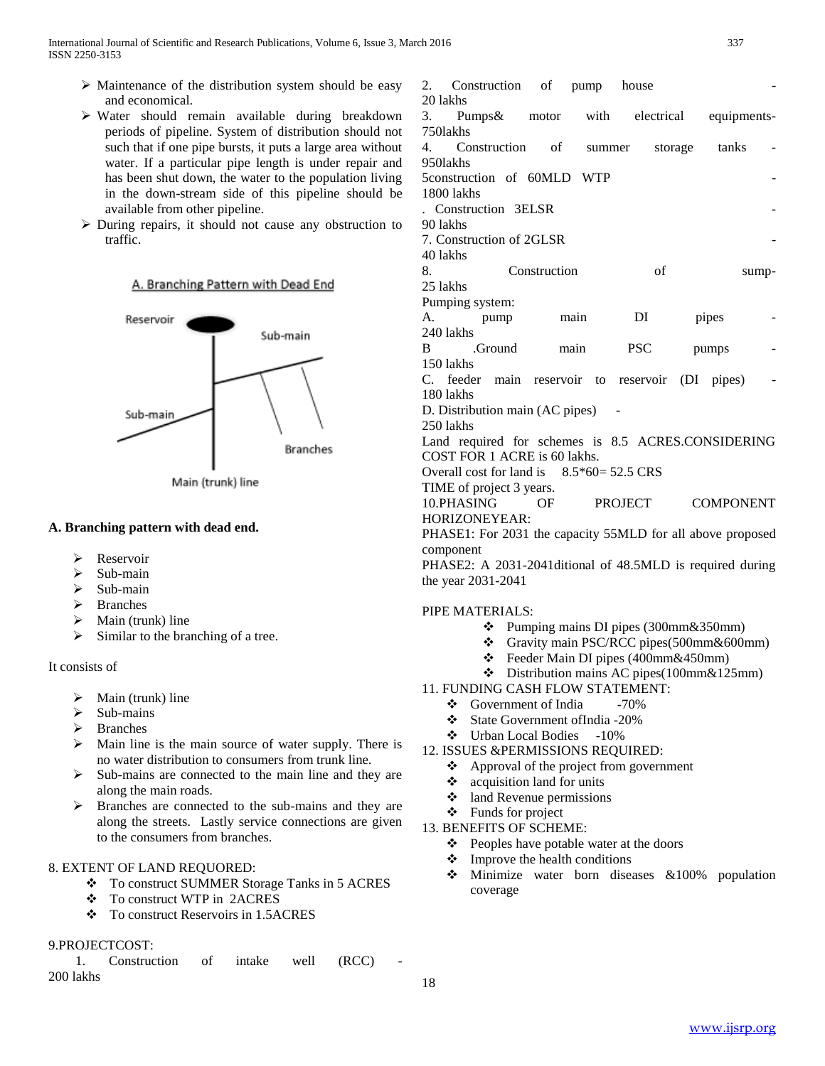- Maintenance of the distribution system should be easy and economical.
- Water should remain available during breakdown periods of pipeline. System of distribution should not such that if one pipe bursts, it puts a large area without water. If a particular pipe length is under repair and has been shut down, the water to the population living in the down-stream side of this pipeline should be available from other pipeline.
- During repairs, it should not cause any obstruction to traffic.

A. Branching Pattern with Dead End

Reservoir

Sub-main

Sub-main

Branches

Main (trunk) line

**A. Branching pattern with dead end.**

- Reservoir
- Sub-main
- Sub-main
- Branches
- Main (trunk) line
- Similar to the branching of a tree.

It consists of

- Main (trunk) line
- Sub-mains
- Branches
- Main line is the main source of water supply. There is no water distribution to consumers from trunk line.
- Sub-mains are connected to the main line and they are along the main roads.
- Branches are connected to the sub-mains and they are along the streets. Lastly service connections are given to the consumers from branches.

8. EXTENT OF LAND REQUORED:

- To construct SUMMER Storage Tanks in 5 ACRES
- To construct WTP in 2ACRES
- To construct Reservoirs in 1.5ACRES

9.PROJECTCOST:

1. Construction of intake well (RCC) - 200 lakhs
2. Construction of pump house - 20 lakhs
3. Pumps& motor with electrical equipments- 750lakhs
4. Construction of summer storage tanks - 950lakhs

5construction of 60MLD WTP - 1800 lakhs

. Construction 3ELSR - 90 lakhs

7. Construction of 2GLSR - 40 lakhs
8. Construction of sump- 25 lakhs

Pumping system:

A. pump main DI pipes - 240 lakhs

B .Ground main PSC pumps - 150 lakhs

C. feeder main reservoir to reservoir (DI pipes) - 180 lakhs

D. Distribution main (AC pipes) - 250 lakhs

Land required for schemes is 8.5 ACRES.CONSIDERING COST FOR 1 ACRE is 60 lakhs.

Overall cost for land is 8.5*60= 52.5 CRS

TIME of project 3 years.

10.PHASING OF PROJECT COMPONENT HORIZONEYEAR:

PHASE1: For 2031 the capacity 55MLD for all above proposed component

PHASE2: A 2031-2041ditional of 48.5MLD is required during the year 2031-2041

PIPE MATERIALS:

- Pumping mains DI pipes (300mm&350mm)
- Gravity main PSC/RCC pipes(500mm&600mm)
- Feeder Main DI pipes (400mm&450mm)
- Distribution mains AC pipes(100mm&125mm)

11. FUNDING CASH FLOW STATEMENT:

- Government of India -70%
- State Government ofIndia -20%
- Urban Local Bodies -10%

12. ISSUES &PERMISSIONS REQUIRED:

- Approval of the project from government
- acquisition land for units
- land Revenue permissions
- Funds for project

13. BENEFITS OF SCHEME:

- Peoples have potable water at the doors
- Improve the health conditions
- Minimize water born diseases &100% population coverage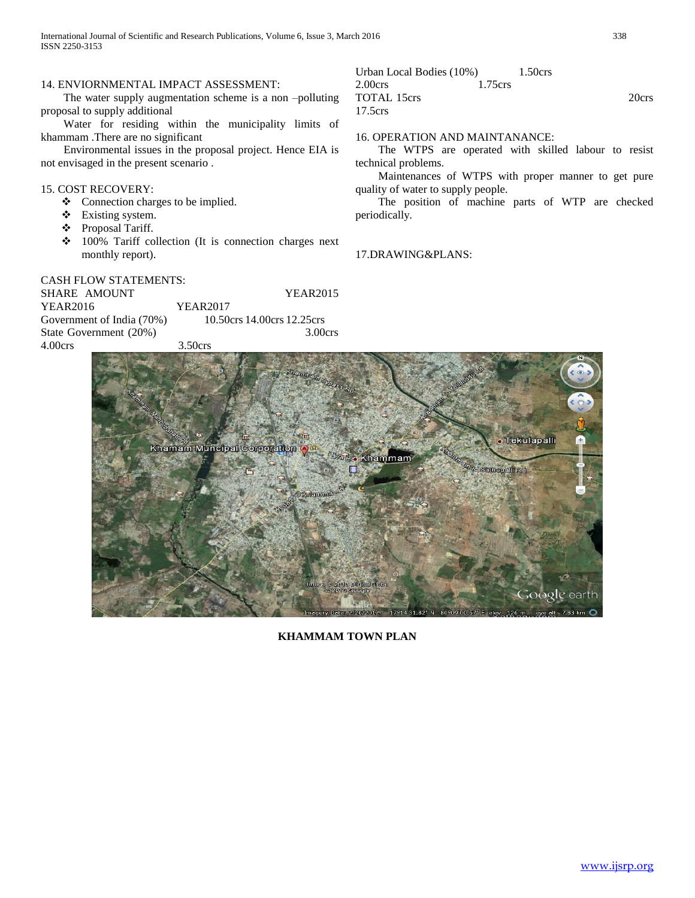14. ENVIORNMENTAL IMPACT ASSESSMENT:

The water supply augmentation scheme is a non –polluting proposal to supply additional

Water for residing within the municipality limits of khammam .There are no significant

Environmental issues in the proposal project. Hence EIA is not envisaged in the present scenario .

15. COST RECOVERY:

- ❖ Connection charges to be implied.
- ❖ Existing system.
- ❖ Proposal Tariff.
- ❖ 100% Tariff collection (It is connection charges next monthly report).

CASH FLOW STATEMENTS:

| SHARE AMOUNT | YEAR2015 | YEAR2016 | YEAR2017 |
|---|---|---|---|
| Government of India (70%) | 10.50crs | 14.00crs | 12.25crs |
| State Government (20%) | 3.00crs | 4.00crs | 3.50crs |
| Urban Local Bodies (10%) | 1.50crs | 2.00crs | 1.75crs |
| TOTAL | 15crs | 20crs | 17.5crs |

16. OPERATION AND MAINTANANCE:

The WTPS are operated with skilled labour to resist technical problems.

Maintenances of WTPS with proper manner to get pure quality of water to supply people.

The position of machine parts of WTP are checked periodically.

17.DRAWING&PLANS:

**KHAMMAM TOWN PLAN**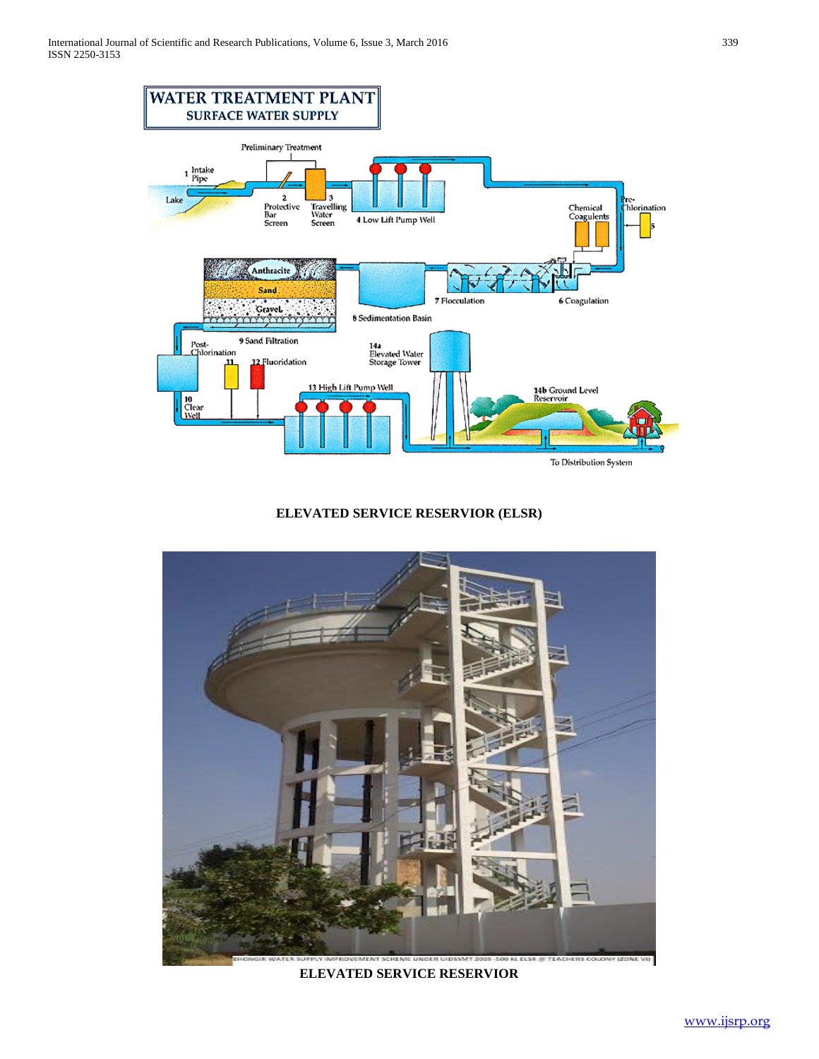**ELEVATED SERVICE RESERVIOR (ELSR)**

**ELEVATED SERVICE RESERVIOR**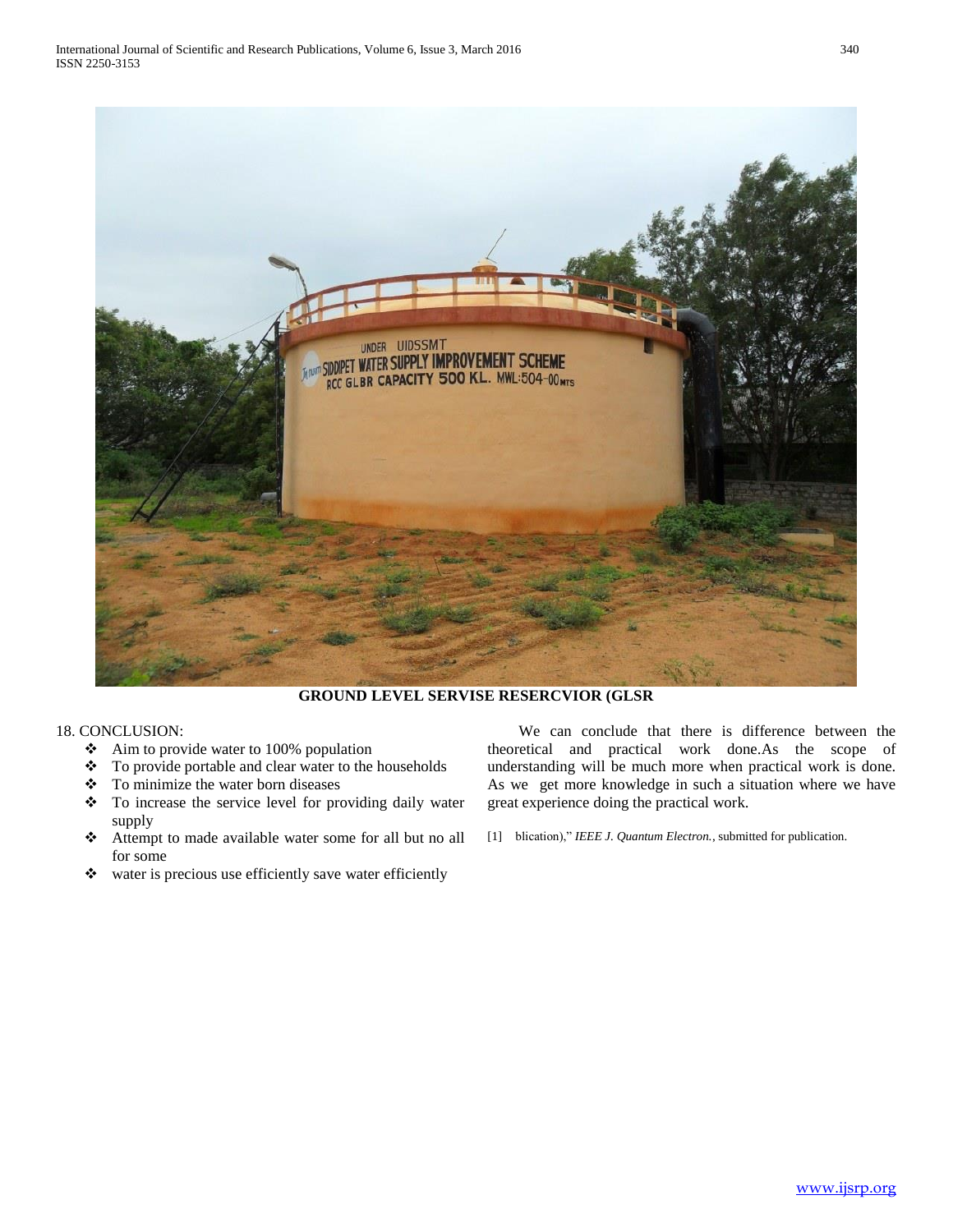GROUND LEVEL SERVISE RESERCVIOR (GLSR

18. CONCLUSION:

- ❖ Aim to provide water to 100% population
- ❖ To provide portable and clear water to the households
- ❖ To minimize the water born diseases
- ❖ To increase the service level for providing daily water supply
- ❖ Attempt to made available water some for all but no all for some
- ❖ water is precious use efficiently save water efficiently

We can conclude that there is difference between the theoretical and practical work done.As the scope of understanding will be much more when practical work is done. As we get more knowledge in such a situation where we have great experience doing the practical work.

[1] blication)," *IEEE J. Quantum Electron.*, submitted for publication.